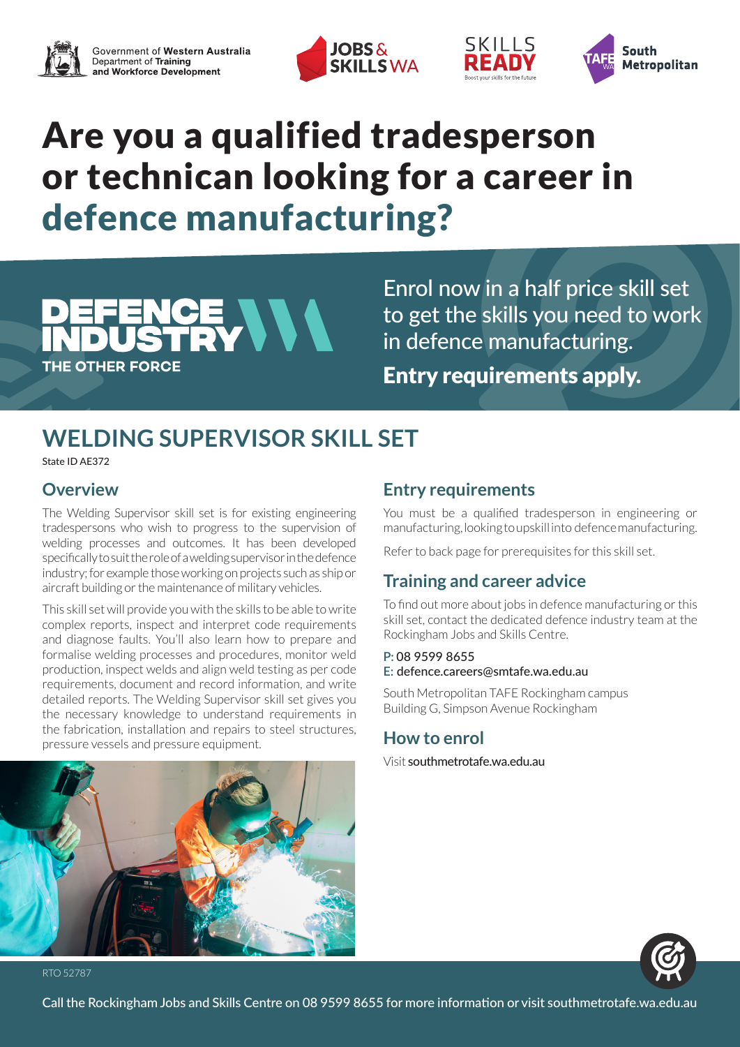Government of Western Australia
Department of Training and Workforce Development

JOBS & SKILLS WA

SKILLS READY
Boost your skills for the future

TAFE WA South Metropolitan

# Are you a qualified tradesperson or technican looking for a career in defence manufacturing?

DEFENCE INDUSTRY WA
THE OTHER FORCE

Enrol now in a half price skill set to get the skills you need to work in defence manufacturing.

**Entry requirements apply.**

## WELDING SUPERVISOR SKILL SET

State ID AE372

### Overview

The Welding Supervisor skill set is for existing engineering tradespersons who wish to progress to the supervision of welding processes and outcomes. It has been developed specifically to suit the role of a welding supervisor in the defence industry; for example those working on projects such as ship or aircraft building or the maintenance of military vehicles.

This skill set will provide you with the skills to be able to write complex reports, inspect and interpret code requirements and diagnose faults. You'll also learn how to prepare and formalise welding processes and procedures, monitor weld production, inspect welds and align weld testing as per code requirements, document and record information, and write detailed reports. The Welding Supervisor skill set gives you the necessary knowledge to understand requirements in the fabrication, installation and repairs to steel structures, pressure vessels and pressure equipment.

### Entry requirements

You must be a qualified tradesperson in engineering or manufacturing, looking to upskill into defence manufacturing.

Refer to back page for prerequisites for this skill set.

### Training and career advice

To find out more about jobs in defence manufacturing or this skill set, contact the dedicated defence industry team at the Rockingham Jobs and Skills Centre.

P: 08 9599 8655
E: defence.careers@smtafe.wa.edu.au

South Metropolitan TAFE Rockingham campus
Building G, Simpson Avenue Rockingham

### How to enrol

Visit southmetrotafe.wa.edu.au

RTO 52787

Call the Rockingham Jobs and Skills Centre on 08 9599 8655 for more information or visit southmetrotafe.wa.edu.au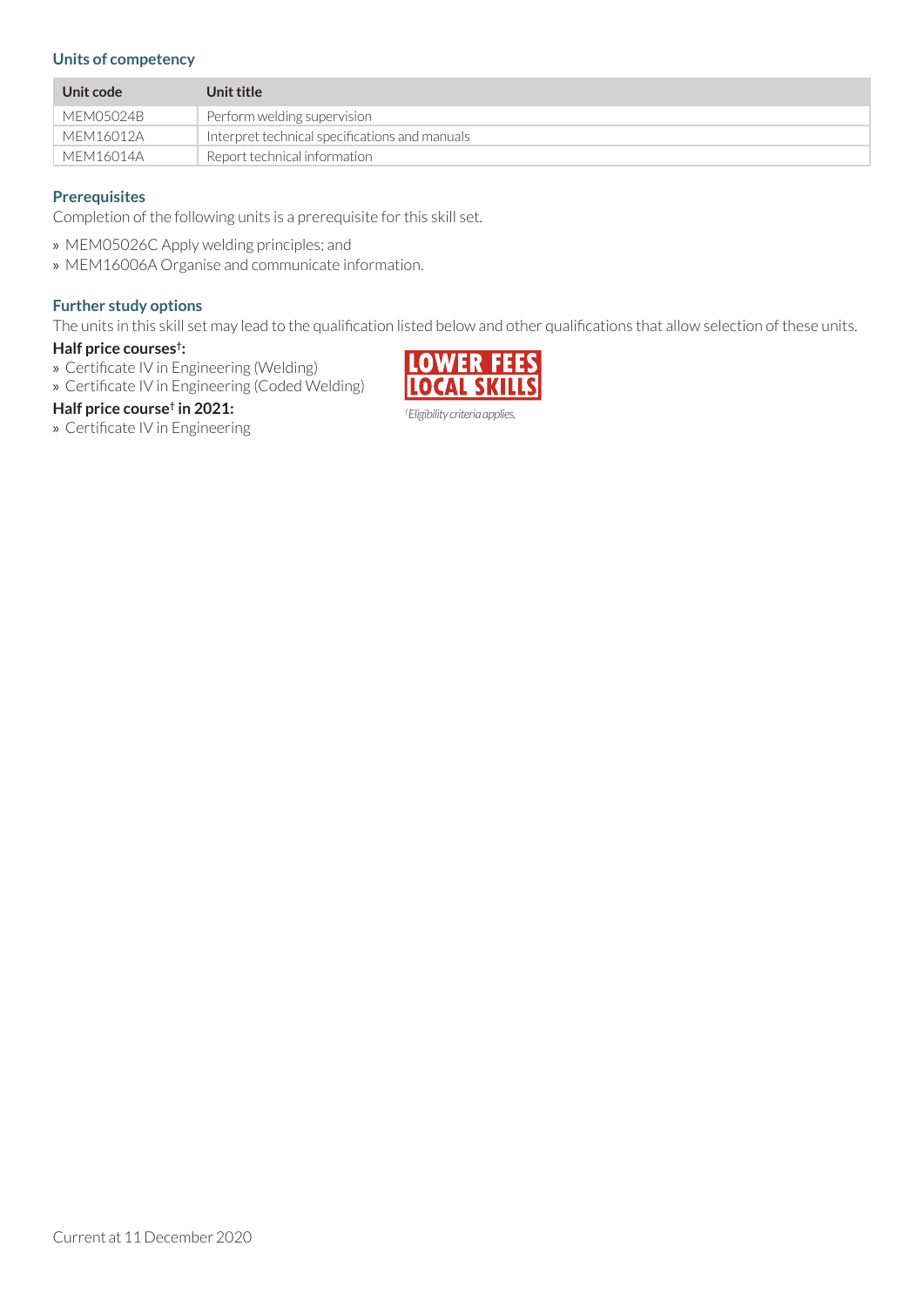### Units of competency

| Unit code | Unit title |
| --- | --- |
| MEM05024B | Perform welding supervision |
| MEM16012A | Interpret technical specifications and manuals |
| MEM16014A | Report technical information |

### Prerequisites

Completion of the following units is a prerequisite for this skill set.

» MEM05026C Apply welding principles; and

» MEM16006A Organise and communicate information.

### Further study options

The units in this skill set may lead to the qualification listed below and other qualifications that allow selection of these units.

**Half price courses†:**

» Certificate IV in Engineering (Welding)

» Certificate IV in Engineering (Coded Welding)

**Half price course† in 2021:**

» Certificate IV in Engineering

LOWER FEES LOCAL SKILLS

*†Eligibility criteria applies.*

Current at 11 December 2020